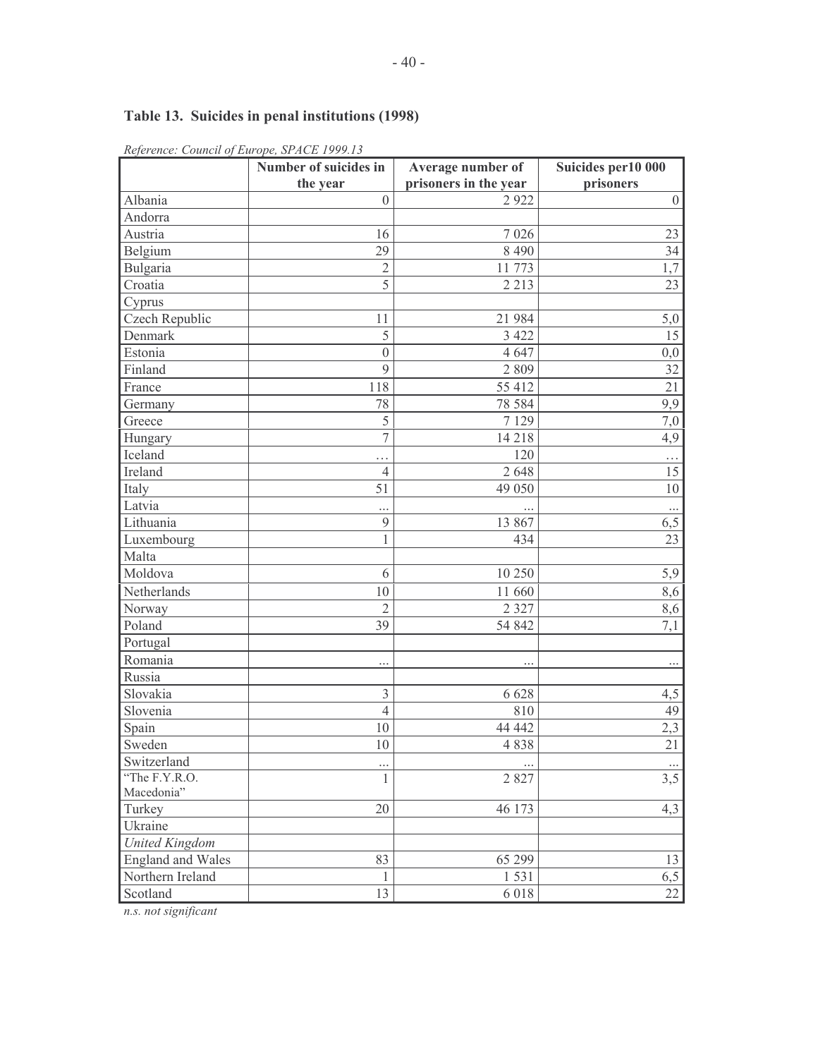## Table 13. Suicides in penal institutions (1998)

*Reference: Council of Europe, SPACE 1999.13*

| | Number of suicides in the year | Average number of prisoners in the year | Suicides per10 000 prisoners |
|---|---|---|---|
| Albania | 0 | 2 922 | 0 |
| Andorra | | | |
| Austria | 16 | 7 026 | 23 |
| Belgium | 29 | 8 490 | 34 |
| Bulgaria | 2 | 11 773 | 1,7 |
| Croatia | 5 | 2 213 | 23 |
| Cyprus | | | |
| Czech Republic | 11 | 21 984 | 5,0 |
| Denmark | 5 | 3 422 | 15 |
| Estonia | 0 | 4 647 | 0,0 |
| Finland | 9 | 2 809 | 32 |
| France | 118 | 55 412 | 21 |
| Germany | 78 | 78 584 | 9,9 |
| Greece | 5 | 7 129 | 7,0 |
| Hungary | 7 | 14 218 | 4,9 |
| Iceland | … | 120 | … |
| Ireland | 4 | 2 648 | 15 |
| Italy | 51 | 49 050 | 10 |
| Latvia | ... | ... | ... |
| Lithuania | 9 | 13 867 | 6,5 |
| Luxembourg | 1 | 434 | 23 |
| Malta | | | |
| Moldova | 6 | 10 250 | 5,9 |
| Netherlands | 10 | 11 660 | 8,6 |
| Norway | 2 | 2 327 | 8,6 |
| Poland | 39 | 54 842 | 7,1 |
| Portugal | | | |
| Romania | ... | ... | ... |
| Russia | | | |
| Slovakia | 3 | 6 628 | 4,5 |
| Slovenia | 4 | 810 | 49 |
| Spain | 10 | 44 442 | 2,3 |
| Sweden | 10 | 4 838 | 21 |
| Switzerland | ... | ... | ... |
| "The F.Y.R.O. Macedonia" | 1 | 2 827 | 3,5 |
| Turkey | 20 | 46 173 | 4,3 |
| Ukraine | | | |
| *United Kingdom* | | | |
| England and Wales | 83 | 65 299 | 13 |
| Northern Ireland | 1 | 1 531 | 6,5 |
| Scotland | 13 | 6 018 | 22 |

*n.s. not significant*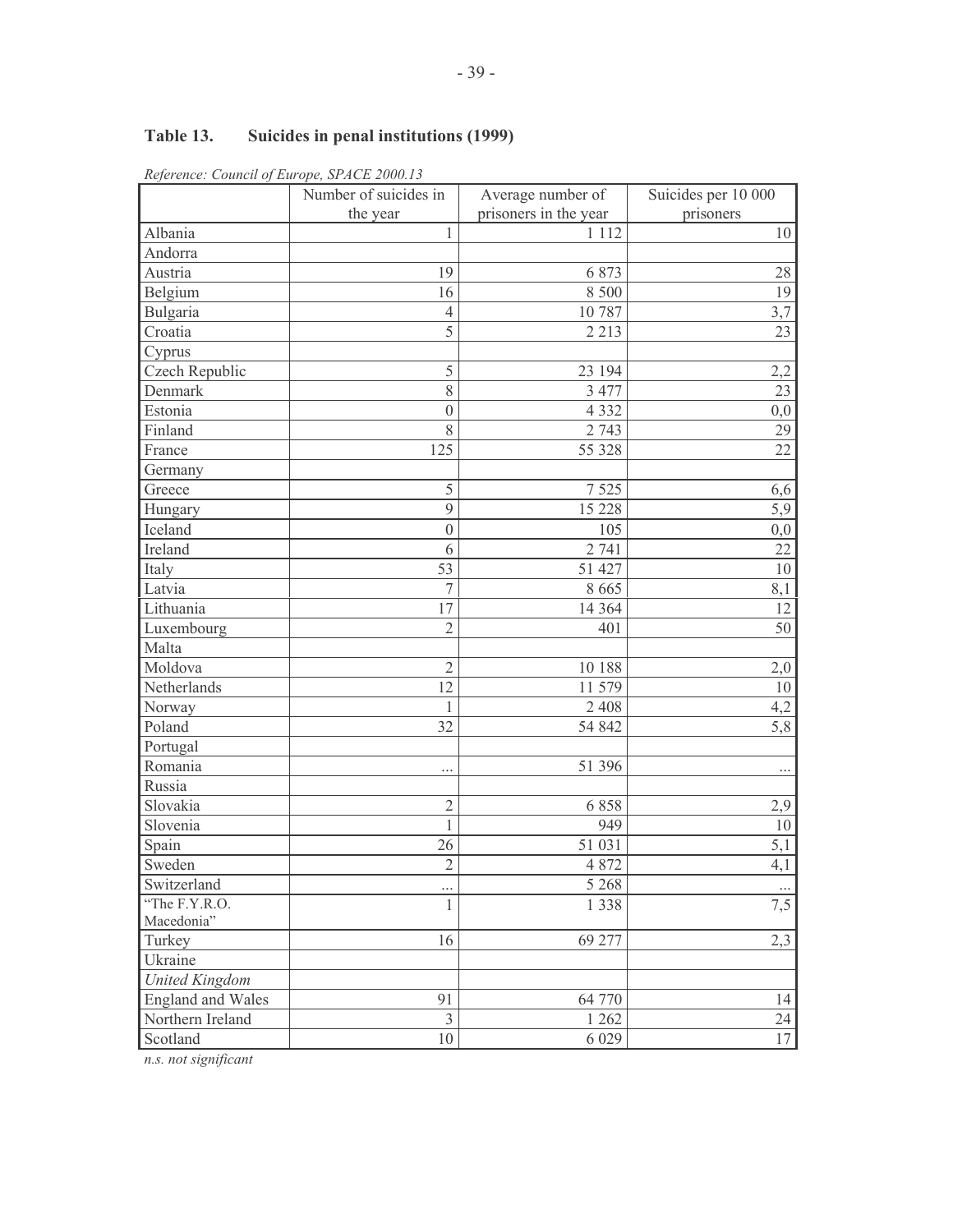## Table 13. Suicides in penal institutions (1999)

*Reference: Council of Europe, SPACE 2000.13*

| | Number of suicides in the year | Average number of prisoners in the year | Suicides per 10 000 prisoners |
|---|---|---|---|
| Albania | 1 | 1 112 | 10 |
| Andorra | | | |
| Austria | 19 | 6 873 | 28 |
| Belgium | 16 | 8 500 | 19 |
| Bulgaria | 4 | 10 787 | 3,7 |
| Croatia | 5 | 2 213 | 23 |
| Cyprus | | | |
| Czech Republic | 5 | 23 194 | 2,2 |
| Denmark | 8 | 3 477 | 23 |
| Estonia | 0 | 4 332 | 0,0 |
| Finland | 8 | 2 743 | 29 |
| France | 125 | 55 328 | 22 |
| Germany | | | |
| Greece | 5 | 7 525 | 6,6 |
| Hungary | 9 | 15 228 | 5,9 |
| Iceland | 0 | 105 | 0,0 |
| Ireland | 6 | 2 741 | 22 |
| Italy | 53 | 51 427 | 10 |
| Latvia | 7 | 8 665 | 8,1 |
| Lithuania | 17 | 14 364 | 12 |
| Luxembourg | 2 | 401 | 50 |
| Malta | | | |
| Moldova | 2 | 10 188 | 2,0 |
| Netherlands | 12 | 11 579 | 10 |
| Norway | 1 | 2 408 | 4,2 |
| Poland | 32 | 54 842 | 5,8 |
| Portugal | | | |
| Romania | ... | 51 396 | ... |
| Russia | | | |
| Slovakia | 2 | 6 858 | 2,9 |
| Slovenia | 1 | 949 | 10 |
| Spain | 26 | 51 031 | 5,1 |
| Sweden | 2 | 4 872 | 4,1 |
| Switzerland | ... | 5 268 | ... |
| "The F.Y.R.O. Macedonia" | 1 | 1 338 | 7,5 |
| Turkey | 16 | 69 277 | 2,3 |
| Ukraine | | | |
| *United Kingdom* | | | |
| England and Wales | 91 | 64 770 | 14 |
| Northern Ireland | 3 | 1 262 | 24 |
| Scotland | 10 | 6 029 | 17 |

*n.s. not significant*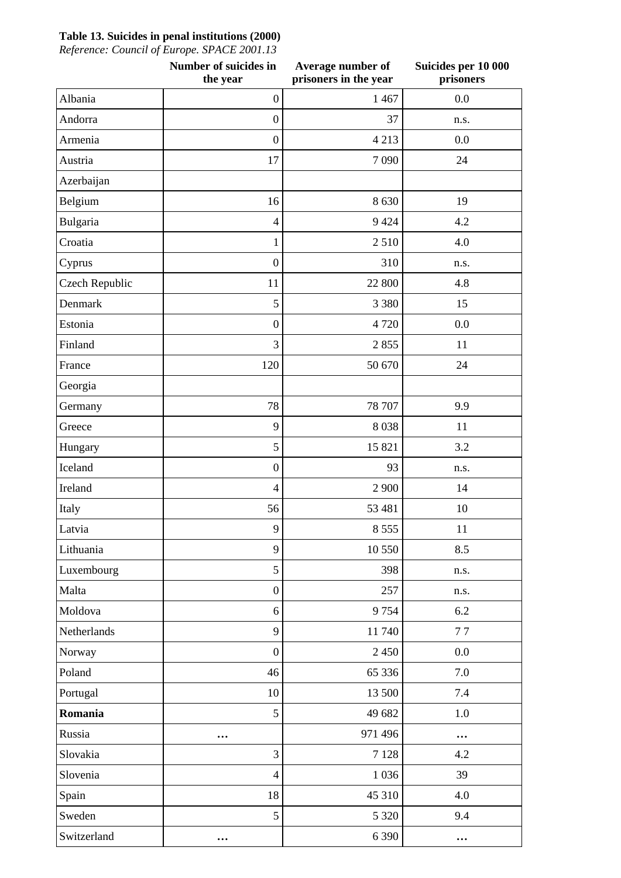**Table 13. Suicides in penal institutions (2000)**

*Reference: Council of Europe. SPACE 2001.13*

| | Number of suicides in the year | Average number of prisoners in the year | Suicides per 10 000 prisoners |
|---|---|---|---|
| Albania | 0 | 1 467 | 0.0 |
| Andorra | 0 | 37 | n.s. |
| Armenia | 0 | 4 213 | 0.0 |
| Austria | 17 | 7 090 | 24 |
| Azerbaijan | | | |
| Belgium | 16 | 8 630 | 19 |
| Bulgaria | 4 | 9 424 | 4.2 |
| Croatia | 1 | 2 510 | 4.0 |
| Cyprus | 0 | 310 | n.s. |
| Czech Republic | 11 | 22 800 | 4.8 |
| Denmark | 5 | 3 380 | 15 |
| Estonia | 0 | 4 720 | 0.0 |
| Finland | 3 | 2 855 | 11 |
| France | 120 | 50 670 | 24 |
| Georgia | | | |
| Germany | 78 | 78 707 | 9.9 |
| Greece | 9 | 8 038 | 11 |
| Hungary | 5 | 15 821 | 3.2 |
| Iceland | 0 | 93 | n.s. |
| Ireland | 4 | 2 900 | 14 |
| Italy | 56 | 53 481 | 10 |
| Latvia | 9 | 8 555 | 11 |
| Lithuania | 9 | 10 550 | 8.5 |
| Luxembourg | 5 | 398 | n.s. |
| Malta | 0 | 257 | n.s. |
| Moldova | 6 | 9 754 | 6.2 |
| Netherlands | 9 | 11 740 | 7 7 |
| Norway | 0 | 2 450 | 0.0 |
| Poland | 46 | 65 336 | 7.0 |
| Portugal | 10 | 13 500 | 7.4 |
| **Romania** | 5 | 49 682 | 1.0 |
| Russia | … | 971 496 | … |
| Slovakia | 3 | 7 128 | 4.2 |
| Slovenia | 4 | 1 036 | 39 |
| Spain | 18 | 45 310 | 4.0 |
| Sweden | 5 | 5 320 | 9.4 |
| Switzerland | … | 6 390 | … |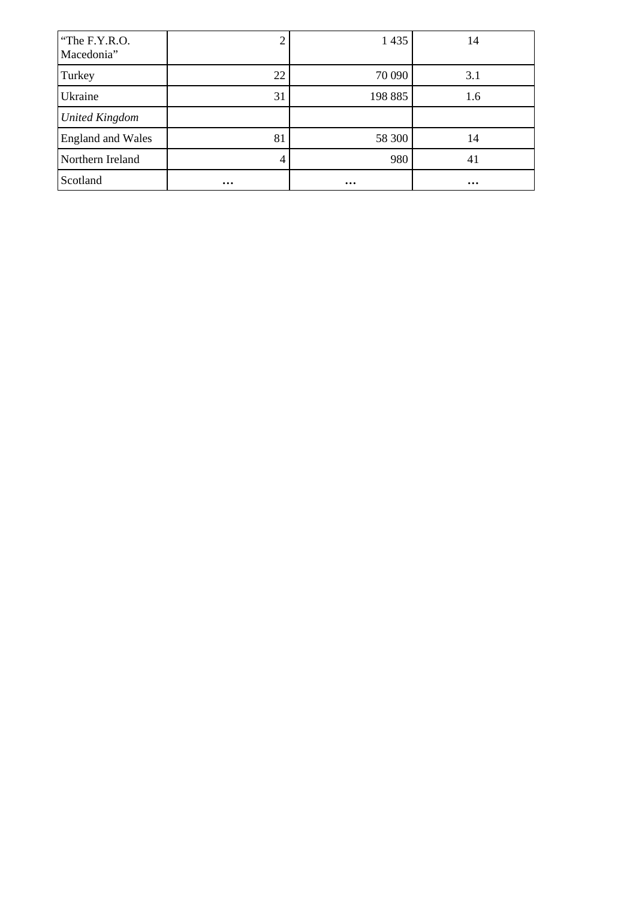| | | | |
|---|---|---|---|
| "The F.Y.R.O. Macedonia" | 2 | 1 435 | 14 |
| Turkey | 22 | 70 090 | 3.1 |
| Ukraine | 31 | 198 885 | 1.6 |
| *United Kingdom* | | | |
| England and Wales | 81 | 58 300 | 14 |
| Northern Ireland | 4 | 980 | 41 |
| Scotland | … | … | … |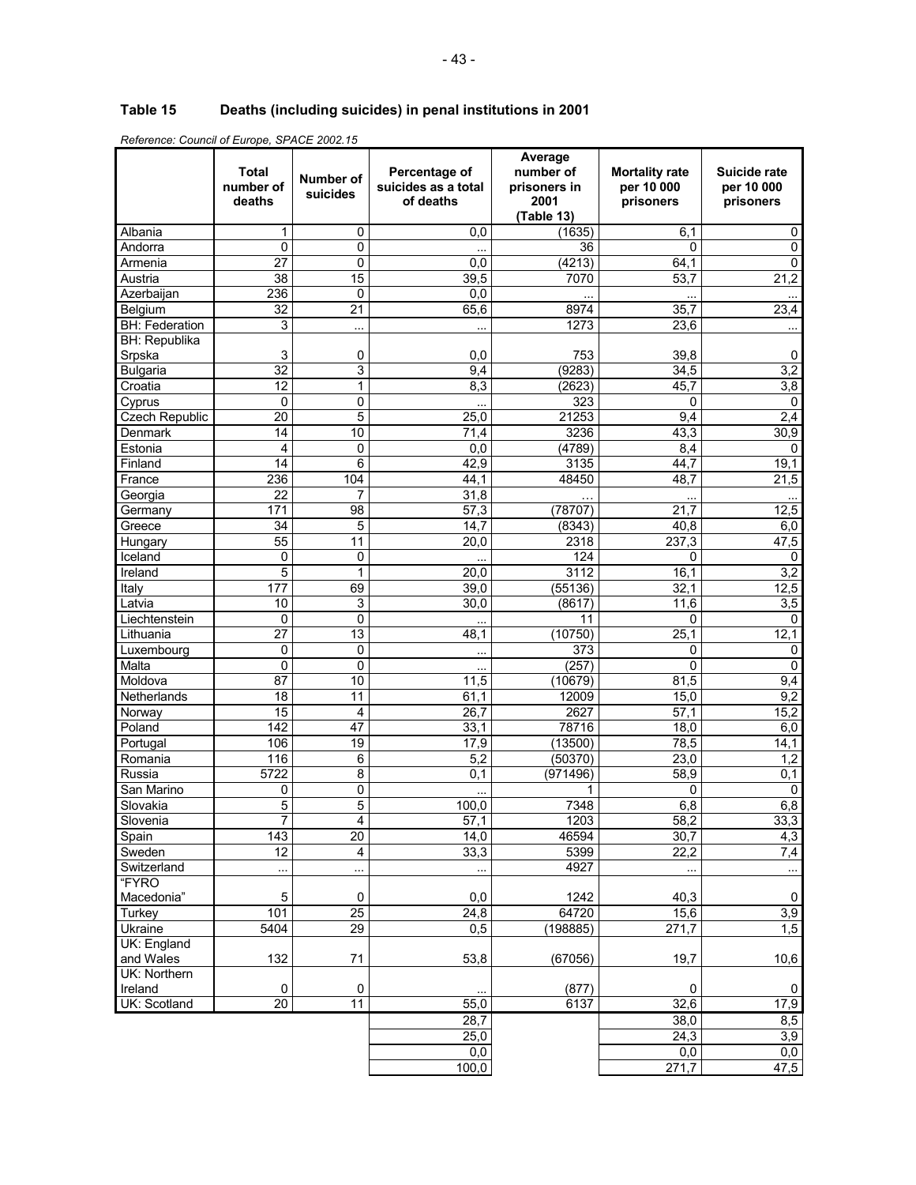## Table 15 Deaths (including suicides) in penal institutions in 2001

*Reference: Council of Europe, SPACE 2002.15*

| | Total number of deaths | Number of suicides | Percentage of suicides as a total of deaths | Average number of prisoners in 2001 (Table 13) | Mortality rate per 10 000 prisoners | Suicide rate per 10 000 prisoners |
|---|---|---|---|---|---|---|
| Albania | 1 | 0 | 0,0 | (1635) | 6,1 | 0 |
| Andorra | 0 | 0 | ... | 36 | 0 | 0 |
| Armenia | 27 | 0 | 0,0 | (4213) | 64,1 | 0 |
| Austria | 38 | 15 | 39,5 | 7070 | 53,7 | 21,2 |
| Azerbaijan | 236 | 0 | 0,0 | ... | ... | ... |
| Belgium | 32 | 21 | 65,6 | 8974 | 35,7 | 23,4 |
| BH: Federation | 3 | ... | ... | 1273 | 23,6 | ... |
| BH: Republika Srpska | 3 | 0 | 0,0 | 753 | 39,8 | 0 |
| Bulgaria | 32 | 3 | 9,4 | (9283) | 34,5 | 3,2 |
| Croatia | 12 | 1 | 8,3 | (2623) | 45,7 | 3,8 |
| Cyprus | 0 | 0 | ... | 323 | 0 | 0 |
| Czech Republic | 20 | 5 | 25,0 | 21253 | 9,4 | 2,4 |
| Denmark | 14 | 10 | 71,4 | 3236 | 43,3 | 30,9 |
| Estonia | 4 | 0 | 0,0 | (4789) | 8,4 | 0 |
| Finland | 14 | 6 | 42,9 | 3135 | 44,7 | 19,1 |
| France | 236 | 104 | 44,1 | 48450 | 48,7 | 21,5 |
| Georgia | 22 | 7 | 31,8 | ... | ... | ... |
| Germany | 171 | 98 | 57,3 | (78707) | 21,7 | 12,5 |
| Greece | 34 | 5 | 14,7 | (8343) | 40,8 | 6,0 |
| Hungary | 55 | 11 | 20,0 | 2318 | 237,3 | 47,5 |
| Iceland | 0 | 0 | ... | 124 | 0 | 0 |
| Ireland | 5 | 1 | 20,0 | 3112 | 16,1 | 3,2 |
| Italy | 177 | 69 | 39,0 | (55136) | 32,1 | 12,5 |
| Latvia | 10 | 3 | 30,0 | (8617) | 11,6 | 3,5 |
| Liechtenstein | 0 | 0 | ... | 11 | 0 | 0 |
| Lithuania | 27 | 13 | 48,1 | (10750) | 25,1 | 12,1 |
| Luxembourg | 0 | 0 | ... | 373 | 0 | 0 |
| Malta | 0 | 0 | ... | (257) | 0 | 0 |
| Moldova | 87 | 10 | 11,5 | (10679) | 81,5 | 9,4 |
| Netherlands | 18 | 11 | 61,1 | 12009 | 15,0 | 9,2 |
| Norway | 15 | 4 | 26,7 | 2627 | 57,1 | 15,2 |
| Poland | 142 | 47 | 33,1 | 78716 | 18,0 | 6,0 |
| Portugal | 106 | 19 | 17,9 | (13500) | 78,5 | 14,1 |
| Romania | 116 | 6 | 5,2 | (50370) | 23,0 | 1,2 |
| Russia | 5722 | 8 | 0,1 | (971496) | 58,9 | 0,1 |
| San Marino | 0 | 0 | ... | 1 | 0 | 0 |
| Slovakia | 5 | 5 | 100,0 | 7348 | 6,8 | 6,8 |
| Slovenia | 7 | 4 | 57,1 | 1203 | 58,2 | 33,3 |
| Spain | 143 | 20 | 14,0 | 46594 | 30,7 | 4,3 |
| Sweden | 12 | 4 | 33,3 | 5399 | 22,2 | 7,4 |
| Switzerland | ... | ... | ... | 4927 | ... | ... |
| "FYRO Macedonia" | 5 | 0 | 0,0 | 1242 | 40,3 | 0 |
| Turkey | 101 | 25 | 24,8 | 64720 | 15,6 | 3,9 |
| Ukraine | 5404 | 29 | 0,5 | (198885) | 271,7 | 1,5 |
| UK: England and Wales | 132 | 71 | 53,8 | (67056) | 19,7 | 10,6 |
| UK: Northern Ireland | 0 | 0 | ... | (877) | 0 | 0 |
| UK: Scotland | 20 | 11 | 55,0 | 6137 | 32,6 | 17,9 |
| | | | 28,7 | | 38,0 | 8,5 |
| | | | 25,0 | | 24,3 | 3,9 |
| | | | 0,0 | | 0,0 | 0,0 |
| | | | 100,0 | | 271,7 | 47,5 |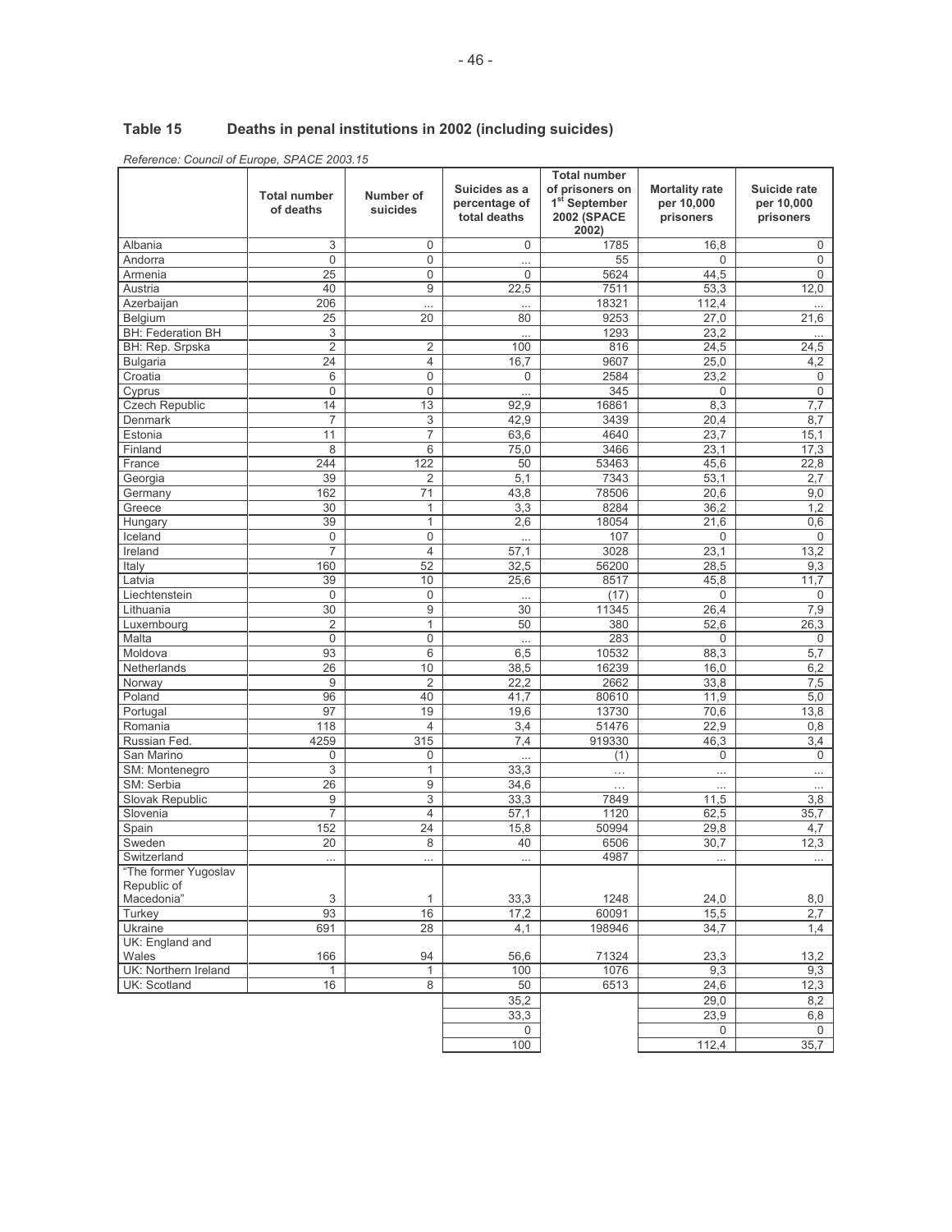## Table 15 Deaths in penal institutions in 2002 (including suicides)

*Reference: Council of Europe, SPACE 2003.15*

| | Total number of deaths | Number of suicides | Suicides as a percentage of total deaths | Total number of prisoners on 1st September 2002 (SPACE 2002) | Mortality rate per 10,000 prisoners | Suicide rate per 10,000 prisoners |
|---|---|---|---|---|---|---|
| Albania | 3 | 0 | 0 | 1785 | 16,8 | 0 |
| Andorra | 0 | 0 | ... | 55 | 0 | 0 |
| Armenia | 25 | 0 | 0 | 5624 | 44,5 | 0 |
| Austria | 40 | 9 | 22,5 | 7511 | 53,3 | 12,0 |
| Azerbaijan | 206 | ... | ... | 18321 | 112,4 | ... |
| Belgium | 25 | 20 | 80 | 9253 | 27,0 | 21,6 |
| BH: Federation BH | 3 | | ... | 1293 | 23,2 | ... |
| BH: Rep. Srpska | 2 | 2 | 100 | 816 | 24,5 | 24,5 |
| Bulgaria | 24 | 4 | 16,7 | 9607 | 25,0 | 4,2 |
| Croatia | 6 | 0 | 0 | 2584 | 23,2 | 0 |
| Cyprus | 0 | 0 | ... | 345 | 0 | 0 |
| Czech Republic | 14 | 13 | 92,9 | 16861 | 8,3 | 7,7 |
| Denmark | 7 | 3 | 42,9 | 3439 | 20,4 | 8,7 |
| Estonia | 11 | 7 | 63,6 | 4640 | 23,7 | 15,1 |
| Finland | 8 | 6 | 75,0 | 3466 | 23,1 | 17,3 |
| France | 244 | 122 | 50 | 53463 | 45,6 | 22,8 |
| Georgia | 39 | 2 | 5,1 | 7343 | 53,1 | 2,7 |
| Germany | 162 | 71 | 43,8 | 78506 | 20,6 | 9,0 |
| Greece | 30 | 1 | 3,3 | 8284 | 36,2 | 1,2 |
| Hungary | 39 | 1 | 2,6 | 18054 | 21,6 | 0,6 |
| Iceland | 0 | 0 | ... | 107 | 0 | 0 |
| Ireland | 7 | 4 | 57,1 | 3028 | 23,1 | 13,2 |
| Italy | 160 | 52 | 32,5 | 56200 | 28,5 | 9,3 |
| Latvia | 39 | 10 | 25,6 | 8517 | 45,8 | 11,7 |
| Liechtenstein | 0 | 0 | ... | (17) | 0 | 0 |
| Lithuania | 30 | 9 | 30 | 11345 | 26,4 | 7,9 |
| Luxembourg | 2 | 1 | 50 | 380 | 52,6 | 26,3 |
| Malta | 0 | 0 | ... | 283 | 0 | 0 |
| Moldova | 93 | 6 | 6,5 | 10532 | 88,3 | 5,7 |
| Netherlands | 26 | 10 | 38,5 | 16239 | 16,0 | 6,2 |
| Norway | 9 | 2 | 22,2 | 2662 | 33,8 | 7,5 |
| Poland | 96 | 40 | 41,7 | 80610 | 11,9 | 5,0 |
| Portugal | 97 | 19 | 19,6 | 13730 | 70,6 | 13,8 |
| Romania | 118 | 4 | 3,4 | 51476 | 22,9 | 0,8 |
| Russian Fed. | 4259 | 315 | 7,4 | 919330 | 46,3 | 3,4 |
| San Marino | 0 | 0 | ... | (1) | 0 | 0 |
| SM: Montenegro | 3 | 1 | 33,3 | ... | ... | ... |
| SM: Serbia | 26 | 9 | 34,6 | ... | ... | ... |
| Slovak Republic | 9 | 3 | 33,3 | 7849 | 11,5 | 3,8 |
| Slovenia | 7 | 4 | 57,1 | 1120 | 62,5 | 35,7 |
| Spain | 152 | 24 | 15,8 | 50994 | 29,8 | 4,7 |
| Sweden | 20 | 8 | 40 | 6506 | 30,7 | 12,3 |
| Switzerland | ... | ... | ... | 4987 | ... | ... |
| "The former Yugoslav Republic of Macedonia" | 3 | 1 | 33,3 | 1248 | 24,0 | 8,0 |
| Turkey | 93 | 16 | 17,2 | 60091 | 15,5 | 2,7 |
| Ukraine | 691 | 28 | 4,1 | 198946 | 34,7 | 1,4 |
| UK: England and Wales | 166 | 94 | 56,6 | 71324 | 23,3 | 13,2 |
| UK: Northern Ireland | 1 | 1 | 100 | 1076 | 9,3 | 9,3 |
| UK: Scotland | 16 | 8 | 50 | 6513 | 24,6 | 12,3 |
| | | | 35,2 | | 29,0 | 8,2 |
| | | | 33,3 | | 23,9 | 6,8 |
| | | | 0 | | 0 | 0 |
| | | | 100 | | 112,4 | 35,7 |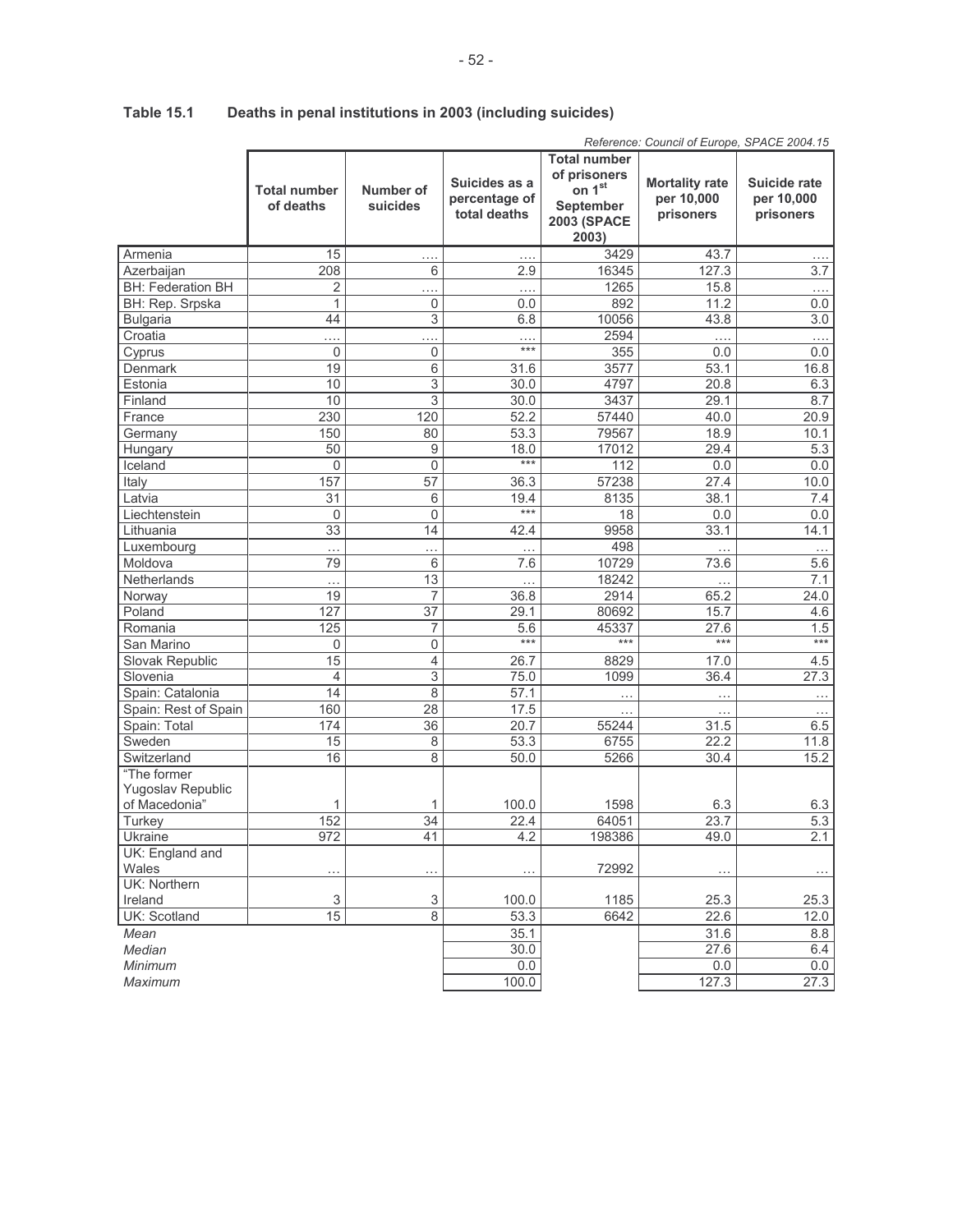**Table 15.1 Deaths in penal institutions in 2003 (including suicides)**

*Reference: Council of Europe, SPACE 2004.15*

| | Total number of deaths | Number of suicides | Suicides as a percentage of total deaths | Total number of prisoners on 1st September 2003 (SPACE 2003) | Mortality rate per 10,000 prisoners | Suicide rate per 10,000 prisoners |
|---|---|---|---|---|---|---|
| Armenia | 15 | …. | …. | 3429 | 43.7 | …. |
| Azerbaijan | 208 | 6 | 2.9 | 16345 | 127.3 | 3.7 |
| BH: Federation BH | 2 | …. | …. | 1265 | 15.8 | …. |
| BH: Rep. Srpska | 1 | 0 | 0.0 | 892 | 11.2 | 0.0 |
| Bulgaria | 44 | 3 | 6.8 | 10056 | 43.8 | 3.0 |
| Croatia | …. | …. | …. | 2594 | …. | …. |
| Cyprus | 0 | 0 | *** | 355 | 0.0 | 0.0 |
| Denmark | 19 | 6 | 31.6 | 3577 | 53.1 | 16.8 |
| Estonia | 10 | 3 | 30.0 | 4797 | 20.8 | 6.3 |
| Finland | 10 | 3 | 30.0 | 3437 | 29.1 | 8.7 |
| France | 230 | 120 | 52.2 | 57440 | 40.0 | 20.9 |
| Germany | 150 | 80 | 53.3 | 79567 | 18.9 | 10.1 |
| Hungary | 50 | 9 | 18.0 | 17012 | 29.4 | 5.3 |
| Iceland | 0 | 0 | *** | 112 | 0.0 | 0.0 |
| Italy | 157 | 57 | 36.3 | 57238 | 27.4 | 10.0 |
| Latvia | 31 | 6 | 19.4 | 8135 | 38.1 | 7.4 |
| Liechtenstein | 0 | 0 | *** | 18 | 0.0 | 0.0 |
| Lithuania | 33 | 14 | 42.4 | 9958 | 33.1 | 14.1 |
| Luxembourg | … | … | … | 498 | … | … |
| Moldova | 79 | 6 | 7.6 | 10729 | 73.6 | 5.6 |
| Netherlands | … | 13 | … | 18242 | … | 7.1 |
| Norway | 19 | 7 | 36.8 | 2914 | 65.2 | 24.0 |
| Poland | 127 | 37 | 29.1 | 80692 | 15.7 | 4.6 |
| Romania | 125 | 7 | 5.6 | 45337 | 27.6 | 1.5 |
| San Marino | 0 | 0 | *** | *** | *** | *** |
| Slovak Republic | 15 | 4 | 26.7 | 8829 | 17.0 | 4.5 |
| Slovenia | 4 | 3 | 75.0 | 1099 | 36.4 | 27.3 |
| Spain: Catalonia | 14 | 8 | 57.1 | … | … | … |
| Spain: Rest of Spain | 160 | 28 | 17.5 | … | … | … |
| Spain: Total | 174 | 36 | 20.7 | 55244 | 31.5 | 6.5 |
| Sweden | 15 | 8 | 53.3 | 6755 | 22.2 | 11.8 |
| Switzerland | 16 | 8 | 50.0 | 5266 | 30.4 | 15.2 |
| "The former Yugoslav Republic of Macedonia" | 1 | 1 | 100.0 | 1598 | 6.3 | 6.3 |
| Turkey | 152 | 34 | 22.4 | 64051 | 23.7 | 5.3 |
| Ukraine | 972 | 41 | 4.2 | 198386 | 49.0 | 2.1 |
| UK: England and Wales | … | … | … | 72992 | … | … |
| UK: Northern Ireland | 3 | 3 | 100.0 | 1185 | 25.3 | 25.3 |
| UK: Scotland | 15 | 8 | 53.3 | 6642 | 22.6 | 12.0 |
| *Mean* | | | 35.1 | | 31.6 | 8.8 |
| *Median* | | | 30.0 | | 27.6 | 6.4 |
| *Minimum* | | | 0.0 | | 0.0 | 0.0 |
| *Maximum* | | | 100.0 | | 127.3 | 27.3 |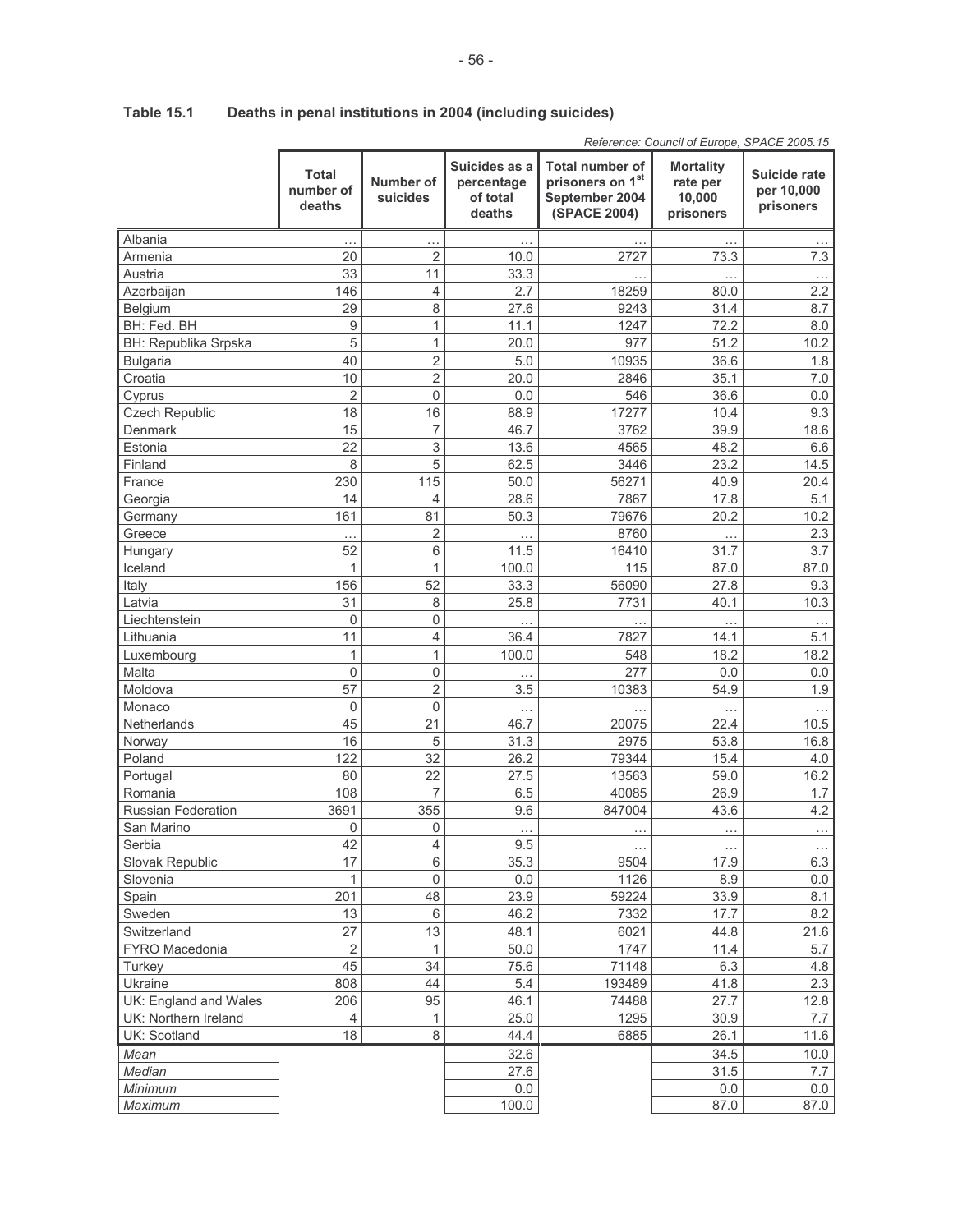**Table 15.1 Deaths in penal institutions in 2004 (including suicides)**

*Reference: Council of Europe, SPACE 2005.15*

| | Total number of deaths | Number of suicides | Suicides as a percentage of total deaths | Total number of prisoners on 1st September 2004 (SPACE 2004) | Mortality rate per 10,000 prisoners | Suicide rate per 10,000 prisoners |
|---|---|---|---|---|---|---|
| Albania | … | … | … | … | … | … |
| Armenia | 20 | 2 | 10.0 | 2727 | 73.3 | 7.3 |
| Austria | 33 | 11 | 33.3 | … | … | … |
| Azerbaijan | 146 | 4 | 2.7 | 18259 | 80.0 | 2.2 |
| Belgium | 29 | 8 | 27.6 | 9243 | 31.4 | 8.7 |
| BH: Fed. BH | 9 | 1 | 11.1 | 1247 | 72.2 | 8.0 |
| BH: Republika Srpska | 5 | 1 | 20.0 | 977 | 51.2 | 10.2 |
| Bulgaria | 40 | 2 | 5.0 | 10935 | 36.6 | 1.8 |
| Croatia | 10 | 2 | 20.0 | 2846 | 35.1 | 7.0 |
| Cyprus | 2 | 0 | 0.0 | 546 | 36.6 | 0.0 |
| Czech Republic | 18 | 16 | 88.9 | 17277 | 10.4 | 9.3 |
| Denmark | 15 | 7 | 46.7 | 3762 | 39.9 | 18.6 |
| Estonia | 22 | 3 | 13.6 | 4565 | 48.2 | 6.6 |
| Finland | 8 | 5 | 62.5 | 3446 | 23.2 | 14.5 |
| France | 230 | 115 | 50.0 | 56271 | 40.9 | 20.4 |
| Georgia | 14 | 4 | 28.6 | 7867 | 17.8 | 5.1 |
| Germany | 161 | 81 | 50.3 | 79676 | 20.2 | 10.2 |
| Greece | … | 2 | … | 8760 | … | 2.3 |
| Hungary | 52 | 6 | 11.5 | 16410 | 31.7 | 3.7 |
| Iceland | 1 | 1 | 100.0 | 115 | 87.0 | 87.0 |
| Italy | 156 | 52 | 33.3 | 56090 | 27.8 | 9.3 |
| Latvia | 31 | 8 | 25.8 | 7731 | 40.1 | 10.3 |
| Liechtenstein | 0 | 0 | … | … | … | … |
| Lithuania | 11 | 4 | 36.4 | 7827 | 14.1 | 5.1 |
| Luxembourg | 1 | 1 | 100.0 | 548 | 18.2 | 18.2 |
| Malta | 0 | 0 | … | 277 | 0.0 | 0.0 |
| Moldova | 57 | 2 | 3.5 | 10383 | 54.9 | 1.9 |
| Monaco | 0 | 0 | … | … | … | … |
| Netherlands | 45 | 21 | 46.7 | 20075 | 22.4 | 10.5 |
| Norway | 16 | 5 | 31.3 | 2975 | 53.8 | 16.8 |
| Poland | 122 | 32 | 26.2 | 79344 | 15.4 | 4.0 |
| Portugal | 80 | 22 | 27.5 | 13563 | 59.0 | 16.2 |
| Romania | 108 | 7 | 6.5 | 40085 | 26.9 | 1.7 |
| Russian Federation | 3691 | 355 | 9.6 | 847004 | 43.6 | 4.2 |
| San Marino | 0 | 0 | … | … | … | … |
| Serbia | 42 | 4 | 9.5 | … | … | … |
| Slovak Republic | 17 | 6 | 35.3 | 9504 | 17.9 | 6.3 |
| Slovenia | 1 | 0 | 0.0 | 1126 | 8.9 | 0.0 |
| Spain | 201 | 48 | 23.9 | 59224 | 33.9 | 8.1 |
| Sweden | 13 | 6 | 46.2 | 7332 | 17.7 | 8.2 |
| Switzerland | 27 | 13 | 48.1 | 6021 | 44.8 | 21.6 |
| FYRO Macedonia | 2 | 1 | 50.0 | 1747 | 11.4 | 5.7 |
| Turkey | 45 | 34 | 75.6 | 71148 | 6.3 | 4.8 |
| Ukraine | 808 | 44 | 5.4 | 193489 | 41.8 | 2.3 |
| UK: England and Wales | 206 | 95 | 46.1 | 74488 | 27.7 | 12.8 |
| UK: Northern Ireland | 4 | 1 | 25.0 | 1295 | 30.9 | 7.7 |
| UK: Scotland | 18 | 8 | 44.4 | 6885 | 26.1 | 11.6 |
| *Mean* | | | 32.6 | | 34.5 | 10.0 |
| *Median* | | | 27.6 | | 31.5 | 7.7 |
| *Minimum* | | | 0.0 | | 0.0 | 0.0 |
| *Maximum* | | | 100.0 | | 87.0 | 87.0 |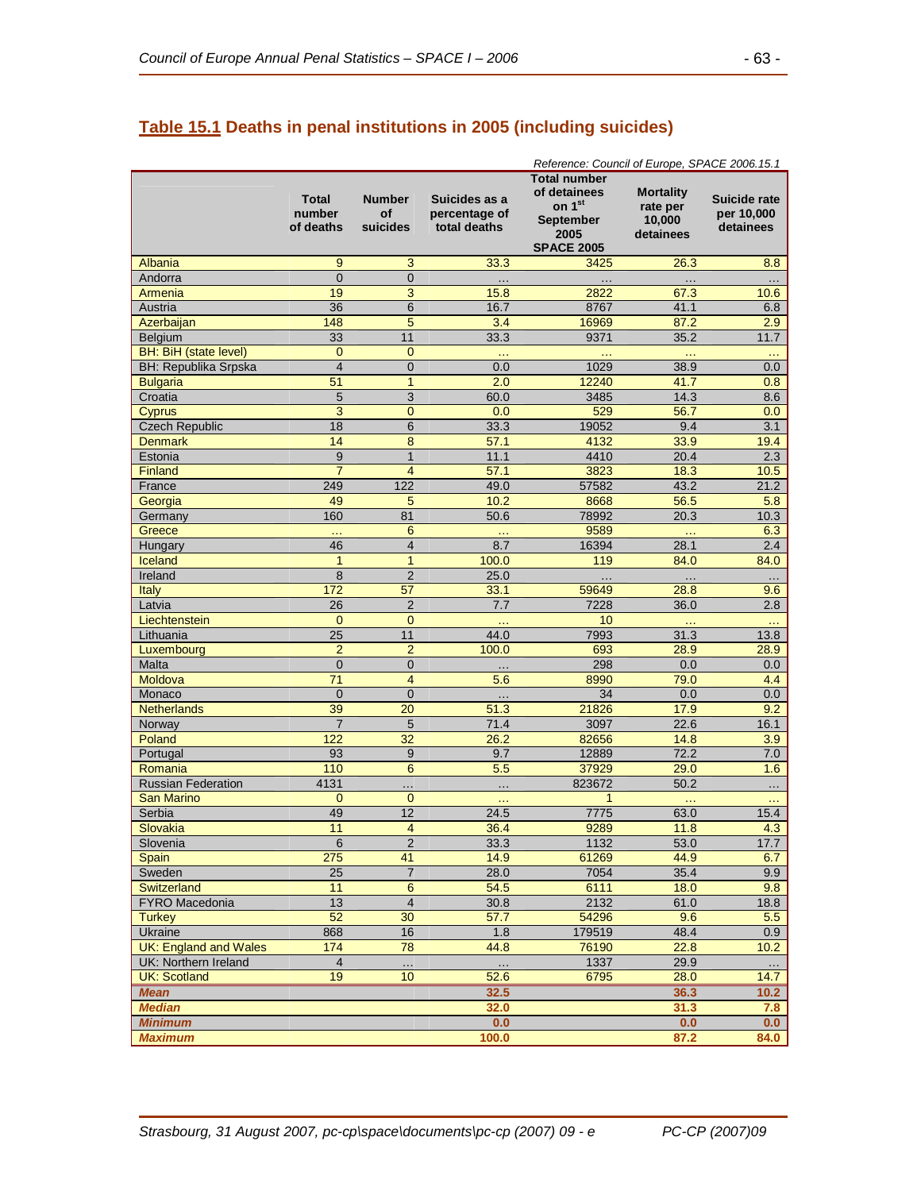## Table 15.1 Deaths in penal institutions in 2005 (including suicides)

*Reference: Council of Europe, SPACE 2006.15.1*

| | Total number of deaths | Number of suicides | Suicides as a percentage of total deaths | Total number of detainees on 1st September 2005 SPACE 2005 | Mortality rate per 10,000 detainees | Suicide rate per 10,000 detainees |
|---|---|---|---|---|---|---|
| Albania | 9 | 3 | 33.3 | 3425 | 26.3 | 8.8 |
| Andorra | 0 | 0 | … | … | … | … |
| Armenia | 19 | 3 | 15.8 | 2822 | 67.3 | 10.6 |
| Austria | 36 | 6 | 16.7 | 8767 | 41.1 | 6.8 |
| Azerbaijan | 148 | 5 | 3.4 | 16969 | 87.2 | 2.9 |
| Belgium | 33 | 11 | 33.3 | 9371 | 35.2 | 11.7 |
| BH: BiH (state level) | 0 | 0 | … | … | … | … |
| BH: Republika Srpska | 4 | 0 | 0.0 | 1029 | 38.9 | 0.0 |
| Bulgaria | 51 | 1 | 2.0 | 12240 | 41.7 | 0.8 |
| Croatia | 5 | 3 | 60.0 | 3485 | 14.3 | 8.6 |
| Cyprus | 3 | 0 | 0.0 | 529 | 56.7 | 0.0 |
| Czech Republic | 18 | 6 | 33.3 | 19052 | 9.4 | 3.1 |
| Denmark | 14 | 8 | 57.1 | 4132 | 33.9 | 19.4 |
| Estonia | 9 | 1 | 11.1 | 4410 | 20.4 | 2.3 |
| Finland | 7 | 4 | 57.1 | 3823 | 18.3 | 10.5 |
| France | 249 | 122 | 49.0 | 57582 | 43.2 | 21.2 |
| Georgia | 49 | 5 | 10.2 | 8668 | 56.5 | 5.8 |
| Germany | 160 | 81 | 50.6 | 78992 | 20.3 | 10.3 |
| Greece | … | 6 | … | 9589 | … | 6.3 |
| Hungary | 46 | 4 | 8.7 | 16394 | 28.1 | 2.4 |
| Iceland | 1 | 1 | 100.0 | 119 | 84.0 | 84.0 |
| Ireland | 8 | 2 | 25.0 | … | … | … |
| Italy | 172 | 57 | 33.1 | 59649 | 28.8 | 9.6 |
| Latvia | 26 | 2 | 7.7 | 7228 | 36.0 | 2.8 |
| Liechtenstein | 0 | 0 | … | 10 | … | … |
| Lithuania | 25 | 11 | 44.0 | 7993 | 31.3 | 13.8 |
| Luxembourg | 2 | 2 | 100.0 | 693 | 28.9 | 28.9 |
| Malta | 0 | 0 | … | 298 | 0.0 | 0.0 |
| Moldova | 71 | 4 | 5.6 | 8990 | 79.0 | 4.4 |
| Monaco | 0 | 0 | … | 34 | 0.0 | 0.0 |
| Netherlands | 39 | 20 | 51.3 | 21826 | 17.9 | 9.2 |
| Norway | 7 | 5 | 71.4 | 3097 | 22.6 | 16.1 |
| Poland | 122 | 32 | 26.2 | 82656 | 14.8 | 3.9 |
| Portugal | 93 | 9 | 9.7 | 12889 | 72.2 | 7.0 |
| Romania | 110 | 6 | 5.5 | 37929 | 29.0 | 1.6 |
| Russian Federation | 4131 | … | … | 823672 | 50.2 | … |
| San Marino | 0 | 0 | … | 1 | … | … |
| Serbia | 49 | 12 | 24.5 | 7775 | 63.0 | 15.4 |
| Slovakia | 11 | 4 | 36.4 | 9289 | 11.8 | 4.3 |
| Slovenia | 6 | 2 | 33.3 | 1132 | 53.0 | 17.7 |
| Spain | 275 | 41 | 14.9 | 61269 | 44.9 | 6.7 |
| Sweden | 25 | 7 | 28.0 | 7054 | 35.4 | 9.9 |
| Switzerland | 11 | 6 | 54.5 | 6111 | 18.0 | 9.8 |
| FYRO Macedonia | 13 | 4 | 30.8 | 2132 | 61.0 | 18.8 |
| Turkey | 52 | 30 | 57.7 | 54296 | 9.6 | 5.5 |
| Ukraine | 868 | 16 | 1.8 | 179519 | 48.4 | 0.9 |
| UK: England and Wales | 174 | 78 | 44.8 | 76190 | 22.8 | 10.2 |
| UK: Northern Ireland | 4 | … | … | 1337 | 29.9 | … |
| UK: Scotland | 19 | 10 | 52.6 | 6795 | 28.0 | 14.7 |
| ***Mean*** | | | **32.5** | | **36.3** | **10.2** |
| ***Median*** | | | **32.0** | | **31.3** | **7.8** |
| ***Minimum*** | | | **0.0** | | **0.0** | **0.0** |
| ***Maximum*** | | | **100.0** | | **87.2** | **84.0** |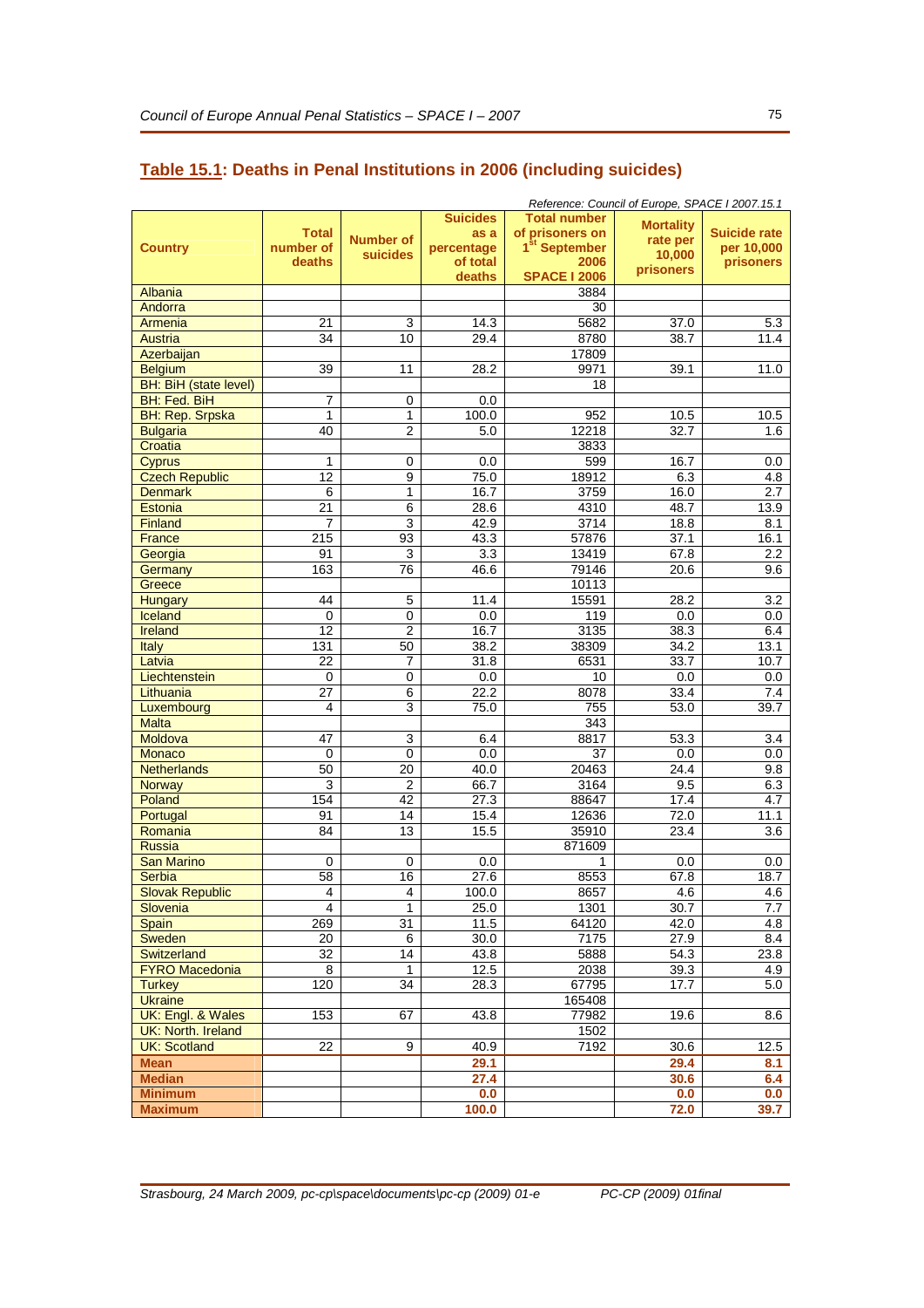## Table 15.1: Deaths in Penal Institutions in 2006 (including suicides)

*Reference: Council of Europe, SPACE I 2007.15.1*

| Country | Total number of deaths | Number of suicides | Suicides as a percentage of total deaths | Total number of prisoners on 1st September 2006 SPACE I 2006 | Mortality rate per 10,000 prisoners | Suicide rate per 10,000 prisoners |
|---|---|---|---|---|---|---|
| Albania | | | | 3884 | | |
| Andorra | | | | 30 | | |
| Armenia | 21 | 3 | 14.3 | 5682 | 37.0 | 5.3 |
| Austria | 34 | 10 | 29.4 | 8780 | 38.7 | 11.4 |
| Azerbaijan | | | | 17809 | | |
| Belgium | 39 | 11 | 28.2 | 9971 | 39.1 | 11.0 |
| BH: BiH (state level) | | | | 18 | | |
| BH: Fed. BiH | 7 | 0 | 0.0 | | | |
| BH: Rep. Srpska | 1 | 1 | 100.0 | 952 | 10.5 | 10.5 |
| Bulgaria | 40 | 2 | 5.0 | 12218 | 32.7 | 1.6 |
| Croatia | | | | 3833 | | |
| Cyprus | 1 | 0 | 0.0 | 599 | 16.7 | 0.0 |
| Czech Republic | 12 | 9 | 75.0 | 18912 | 6.3 | 4.8 |
| Denmark | 6 | 1 | 16.7 | 3759 | 16.0 | 2.7 |
| Estonia | 21 | 6 | 28.6 | 4310 | 48.7 | 13.9 |
| Finland | 7 | 3 | 42.9 | 3714 | 18.8 | 8.1 |
| France | 215 | 93 | 43.3 | 57876 | 37.1 | 16.1 |
| Georgia | 91 | 3 | 3.3 | 13419 | 67.8 | 2.2 |
| Germany | 163 | 76 | 46.6 | 79146 | 20.6 | 9.6 |
| Greece | | | | 10113 | | |
| Hungary | 44 | 5 | 11.4 | 15591 | 28.2 | 3.2 |
| Iceland | 0 | 0 | 0.0 | 119 | 0.0 | 0.0 |
| Ireland | 12 | 2 | 16.7 | 3135 | 38.3 | 6.4 |
| Italy | 131 | 50 | 38.2 | 38309 | 34.2 | 13.1 |
| Latvia | 22 | 7 | 31.8 | 6531 | 33.7 | 10.7 |
| Liechtenstein | 0 | 0 | 0.0 | 10 | 0.0 | 0.0 |
| Lithuania | 27 | 6 | 22.2 | 8078 | 33.4 | 7.4 |
| Luxembourg | 4 | 3 | 75.0 | 755 | 53.0 | 39.7 |
| Malta | | | | 343 | | |
| Moldova | 47 | 3 | 6.4 | 8817 | 53.3 | 3.4 |
| Monaco | 0 | 0 | 0.0 | 37 | 0.0 | 0.0 |
| Netherlands | 50 | 20 | 40.0 | 20463 | 24.4 | 9.8 |
| Norway | 3 | 2 | 66.7 | 3164 | 9.5 | 6.3 |
| Poland | 154 | 42 | 27.3 | 88647 | 17.4 | 4.7 |
| Portugal | 91 | 14 | 15.4 | 12636 | 72.0 | 11.1 |
| Romania | 84 | 13 | 15.5 | 35910 | 23.4 | 3.6 |
| Russia | | | | 871609 | | |
| San Marino | 0 | 0 | 0.0 | 1 | 0.0 | 0.0 |
| Serbia | 58 | 16 | 27.6 | 8553 | 67.8 | 18.7 |
| Slovak Republic | 4 | 4 | 100.0 | 8657 | 4.6 | 4.6 |
| Slovenia | 4 | 1 | 25.0 | 1301 | 30.7 | 7.7 |
| Spain | 269 | 31 | 11.5 | 64120 | 42.0 | 4.8 |
| Sweden | 20 | 6 | 30.0 | 7175 | 27.9 | 8.4 |
| Switzerland | 32 | 14 | 43.8 | 5888 | 54.3 | 23.8 |
| FYRO Macedonia | 8 | 1 | 12.5 | 2038 | 39.3 | 4.9 |
| Turkey | 120 | 34 | 28.3 | 67795 | 17.7 | 5.0 |
| Ukraine | | | | 165408 | | |
| UK: Engl. & Wales | 153 | 67 | 43.8 | 77982 | 19.6 | 8.6 |
| UK: North. Ireland | | | | 1502 | | |
| UK: Scotland | 22 | 9 | 40.9 | 7192 | 30.6 | 12.5 |
| **Mean** | | | **29.1** | | **29.4** | **8.1** |
| **Median** | | | **27.4** | | **30.6** | **6.4** |
| **Minimum** | | | **0.0** | | **0.0** | **0.0** |
| **Maximum** | | | **100.0** | | **72.0** | **39.7** |